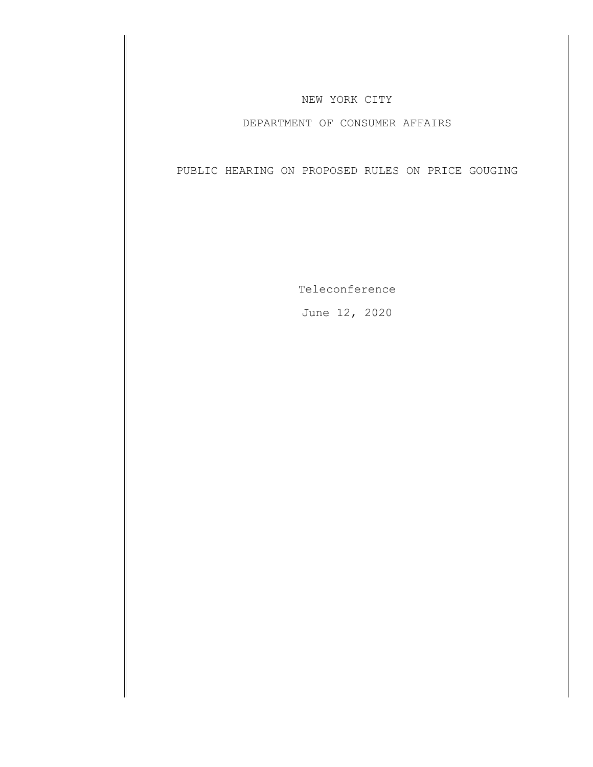NEW YORK CITY

DEPARTMENT OF CONSUMER AFFAIRS

PUBLIC HEARING ON PROPOSED RULES ON PRICE GOUGING

Teleconference

June 12, 2020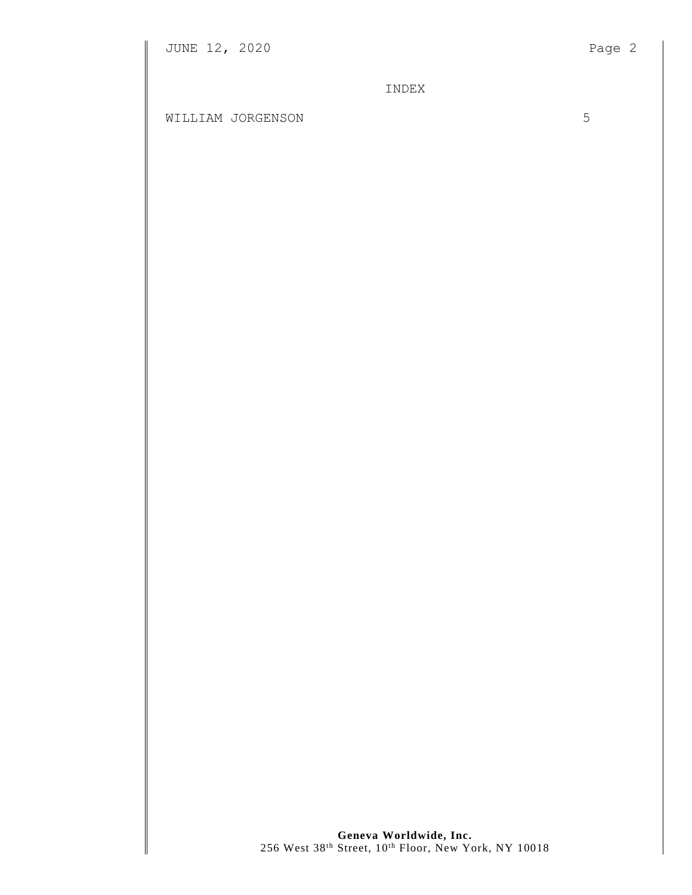INDEX

WILLIAM JORGENSON 5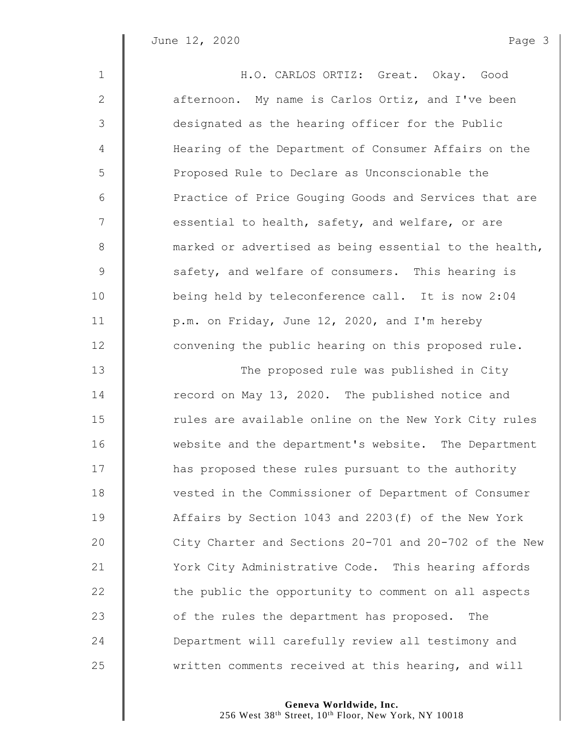H.O. CARLOS ORTIZ: Great. Okay. Good afternoon. My name is Carlos Ortiz, and I've been designated as the hearing officer for the Public Hearing of the Department of Consumer Affairs on the Proposed Rule to Declare as Unconscionable the Practice of Price Gouging Goods and Services that are essential to health, safety, and welfare, or are marked or advertised as being essential to the health, safety, and welfare of consumers. This hearing is being held by teleconference call. It is now 2:04 p.m. on Friday, June 12, 2020, and I'm hereby convening the public hearing on this proposed rule.

The proposed rule was published in City record on May 13, 2020. The published notice and rules are available online on the New York City rules website and the department's website. The Department has proposed these rules pursuant to the authority vested in the Commissioner of Department of Consumer Affairs by Section 1043 and 2203(f) of the New York City Charter and Sections 20-701 and 20-702 of the New York City Administrative Code. This hearing affords the public the opportunity to comment on all aspects of the rules the department has proposed. The Department will carefully review all testimony and written comments received at this hearing, and will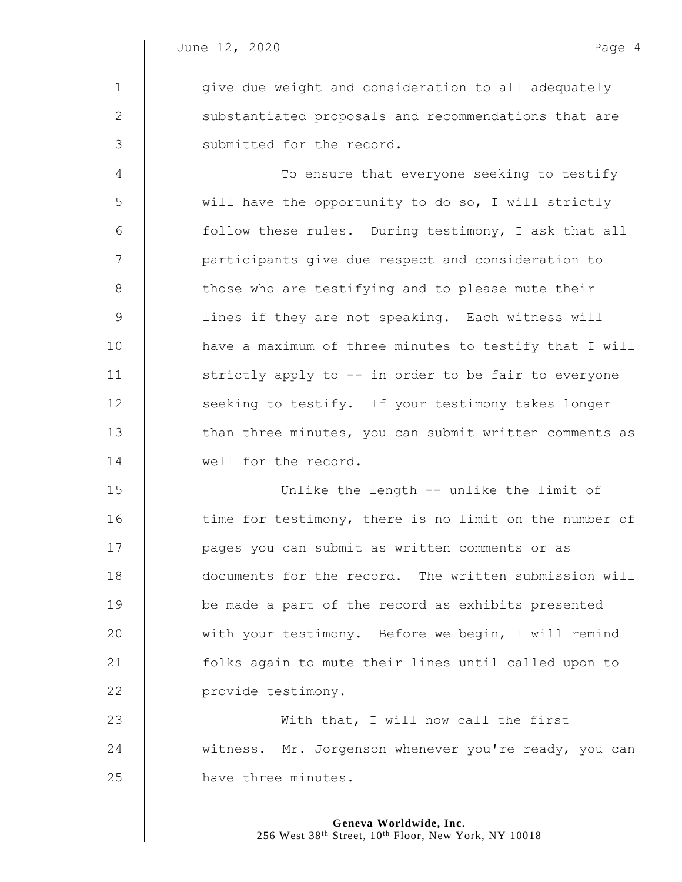give due weight and consideration to all adequately substantiated proposals and recommendations that are submitted for the record.

To ensure that everyone seeking to testify will have the opportunity to do so, I will strictly follow these rules. During testimony, I ask that all participants give due respect and consideration to those who are testifying and to please mute their lines if they are not speaking. Each witness will have a maximum of three minutes to testify that I will strictly apply to -- in order to be fair to everyone seeking to testify. If your testimony takes longer than three minutes, you can submit written comments as well for the record.

Unlike the length -- unlike the limit of time for testimony, there is no limit on the number of pages you can submit as written comments or as documents for the record. The written submission will be made a part of the record as exhibits presented with your testimony. Before we begin, I will remind folks again to mute their lines until called upon to provide testimony.

With that, I will now call the first witness. Mr. Jorgenson whenever you're ready, you can have three minutes.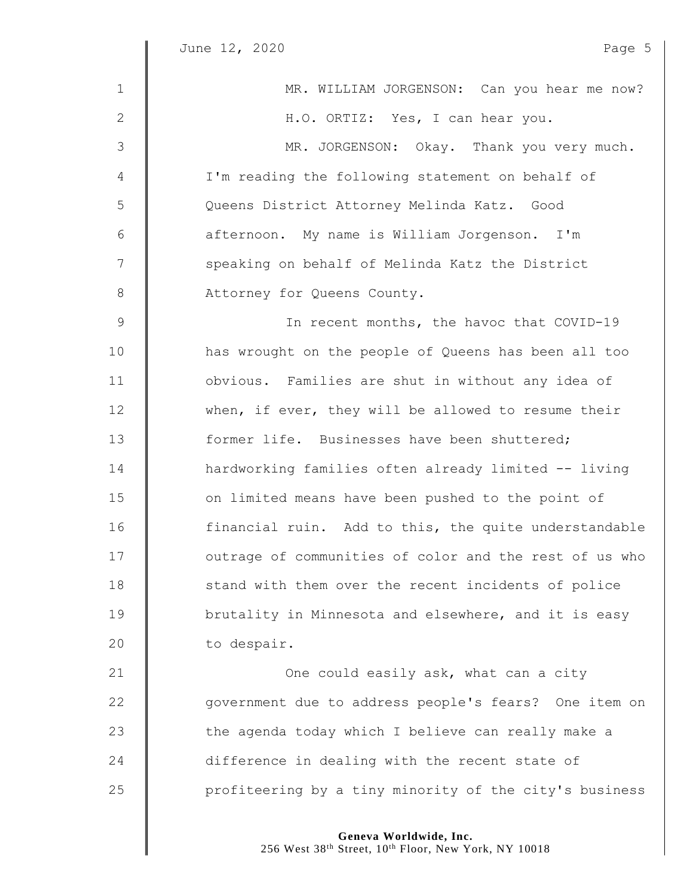MR. WILLIAM JORGENSON: Can you hear me now?

H.O. ORTIZ: Yes, I can hear you.

MR. JORGENSON: Okay. Thank you very much. I'm reading the following statement on behalf of Queens District Attorney Melinda Katz. Good afternoon. My name is William Jorgenson. I'm speaking on behalf of Melinda Katz the District Attorney for Queens County.

In recent months, the havoc that COVID-19 has wrought on the people of Queens has been all too obvious. Families are shut in without any idea of when, if ever, they will be allowed to resume their former life. Businesses have been shuttered; hardworking families often already limited -- living on limited means have been pushed to the point of financial ruin. Add to this, the quite understandable outrage of communities of color and the rest of us who stand with them over the recent incidents of police brutality in Minnesota and elsewhere, and it is easy to despair.

One could easily ask, what can a city government due to address people's fears? One item on the agenda today which I believe can really make a difference in dealing with the recent state of profiteering by a tiny minority of the city's business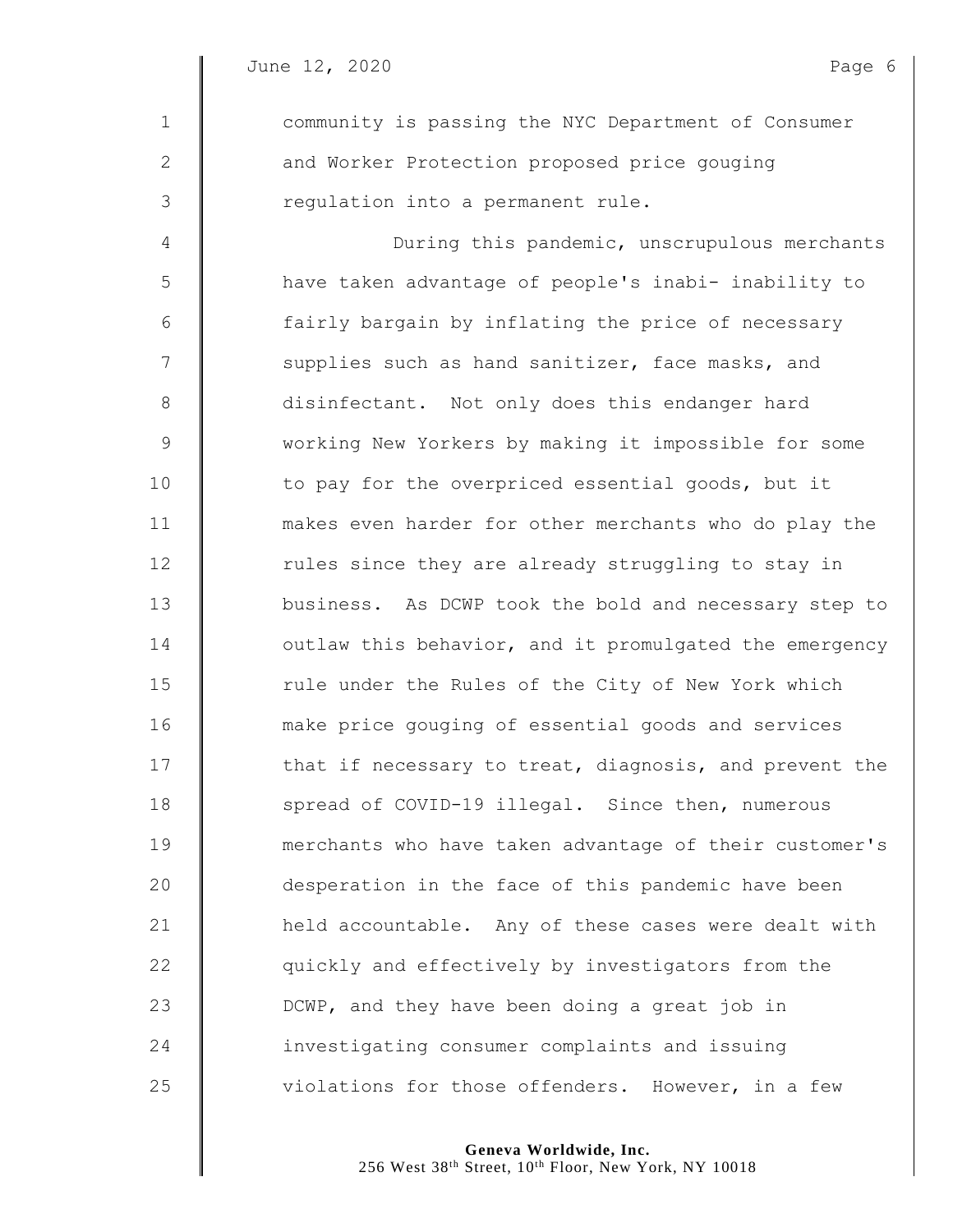community is passing the NYC Department of Consumer and Worker Protection proposed price gouging regulation into a permanent rule.

During this pandemic, unscrupulous merchants have taken advantage of people's inabi- inability to fairly bargain by inflating the price of necessary supplies such as hand sanitizer, face masks, and disinfectant. Not only does this endanger hard working New Yorkers by making it impossible for some to pay for the overpriced essential goods, but it makes even harder for other merchants who do play the rules since they are already struggling to stay in business. As DCWP took the bold and necessary step to outlaw this behavior, and it promulgated the emergency rule under the Rules of the City of New York which make price gouging of essential goods and services that if necessary to treat, diagnosis, and prevent the spread of COVID-19 illegal. Since then, numerous merchants who have taken advantage of their customer's desperation in the face of this pandemic have been held accountable. Any of these cases were dealt with quickly and effectively by investigators from the DCWP, and they have been doing a great job in investigating consumer complaints and issuing violations for those offenders. However, in a few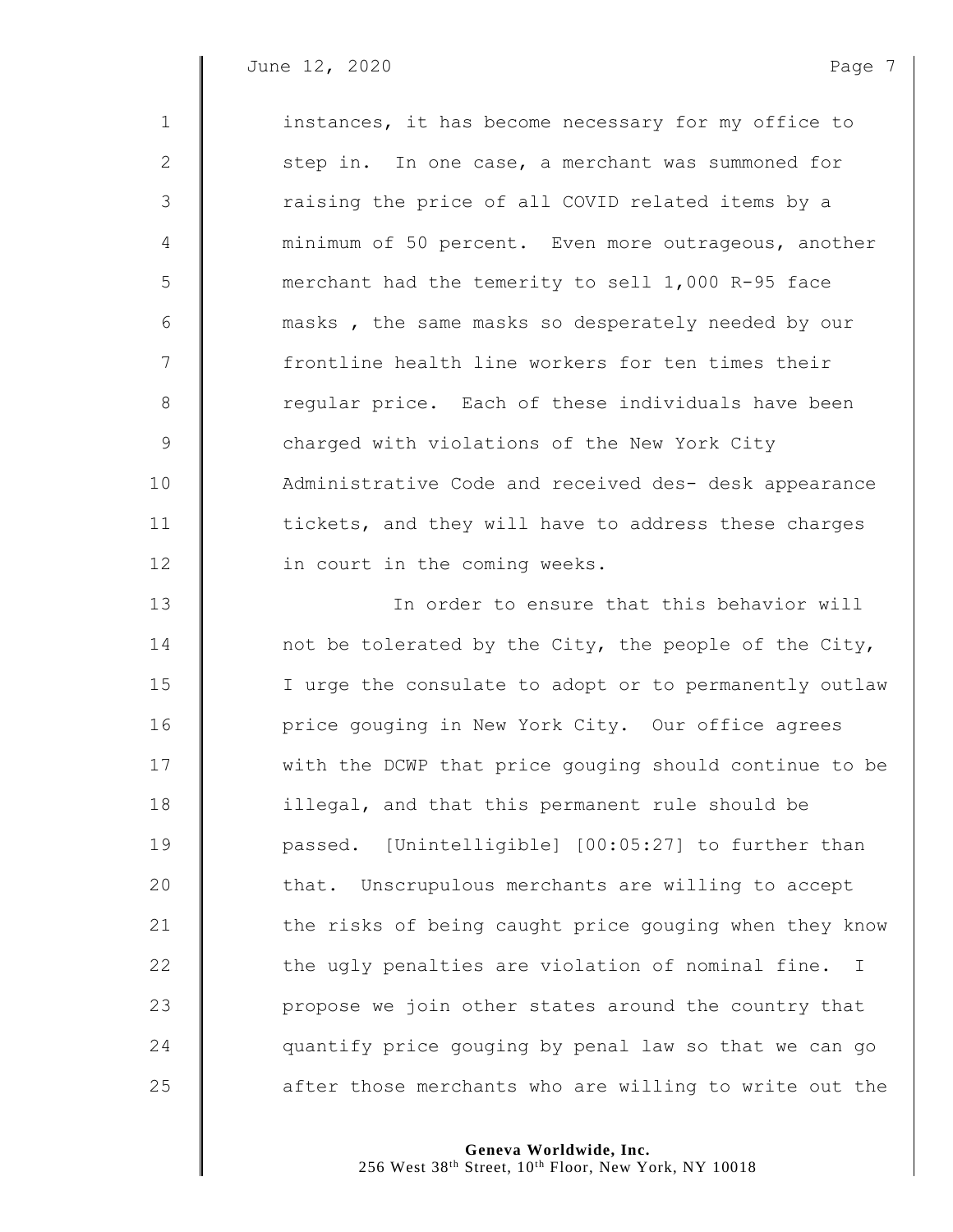instances, it has become necessary for my office to step in. In one case, a merchant was summoned for raising the price of all COVID related items by a minimum of 50 percent. Even more outrageous, another merchant had the temerity to sell 1,000 R-95 face masks , the same masks so desperately needed by our frontline health line workers for ten times their regular price. Each of these individuals have been charged with violations of the New York City Administrative Code and received des- desk appearance tickets, and they will have to address these charges in court in the coming weeks.

In order to ensure that this behavior will not be tolerated by the City, the people of the City, I urge the consulate to adopt or to permanently outlaw price gouging in New York City. Our office agrees with the DCWP that price gouging should continue to be illegal, and that this permanent rule should be passed. [Unintelligible] [00:05:27] to further than that. Unscrupulous merchants are willing to accept the risks of being caught price gouging when they know the ugly penalties are violation of nominal fine. I propose we join other states around the country that quantify price gouging by penal law so that we can go after those merchants who are willing to write out the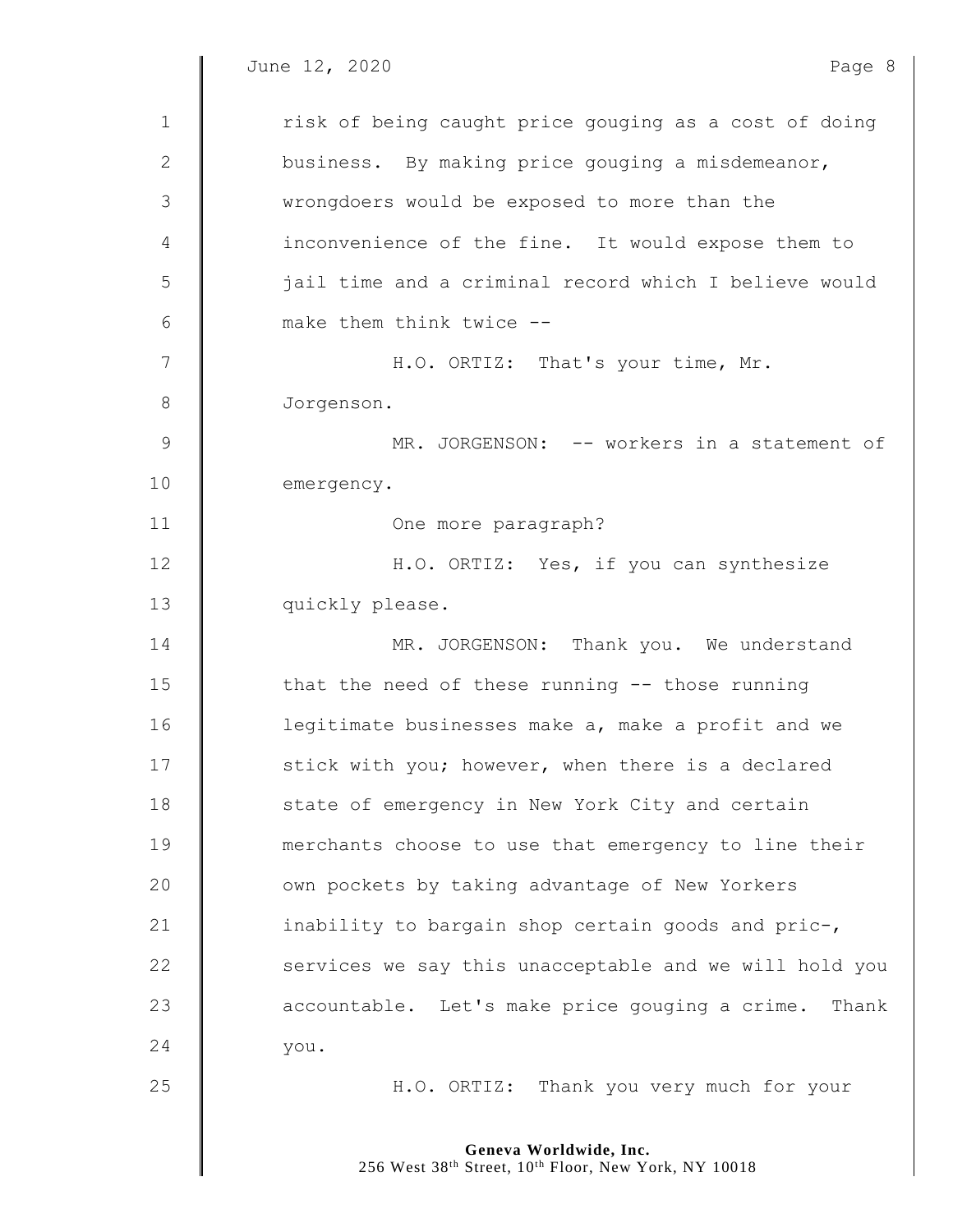risk of being caught price gouging as a cost of doing business. By making price gouging a misdemeanor, wrongdoers would be exposed to more than the inconvenience of the fine. It would expose them to jail time and a criminal record which I believe would make them think twice --

H.O. ORTIZ: That's your time, Mr. Jorgenson.

MR. JORGENSON: -- workers in a statement of emergency.

One more paragraph?

H.O. ORTIZ: Yes, if you can synthesize quickly please.

MR. JORGENSON: Thank you. We understand that the need of these running -- those running legitimate businesses make a, make a profit and we stick with you; however, when there is a declared state of emergency in New York City and certain merchants choose to use that emergency to line their own pockets by taking advantage of New Yorkers inability to bargain shop certain goods and pric-, services we say this unacceptable and we will hold you accountable. Let's make price gouging a crime. Thank you.

H.O. ORTIZ: Thank you very much for your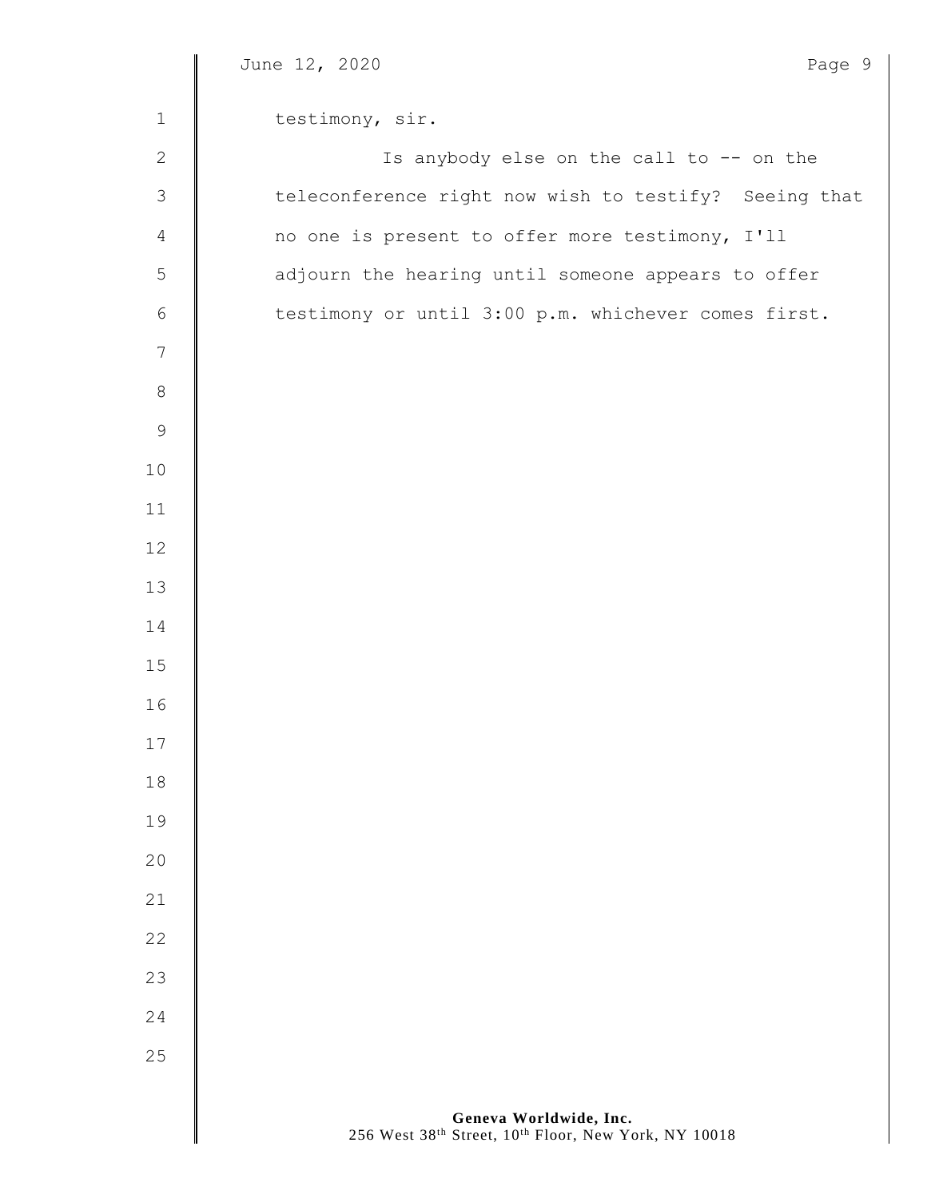testimony, sir.

Is anybody else on the call to -- on the teleconference right now wish to testify? Seeing that no one is present to offer more testimony, I'll adjourn the hearing until someone appears to offer testimony or until 3:00 p.m. whichever comes first.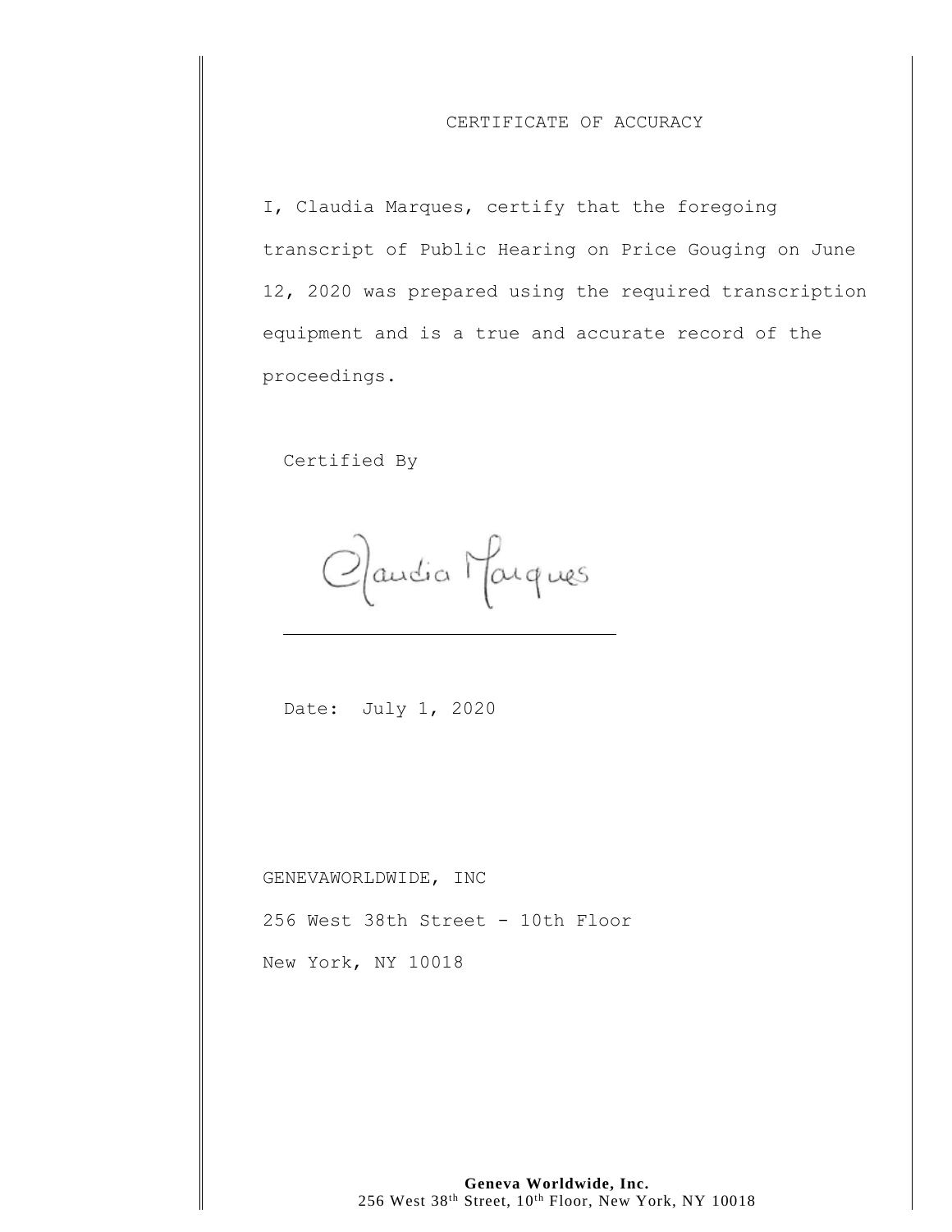# CERTIFICATE OF ACCURACY

I, Claudia Marques, certify that the foregoing transcript of Public Hearing on Price Gouging on June 12, 2020 was prepared using the required transcription equipment and is a true and accurate record of the proceedings.

Certified By

Claudia Marques

Date: July 1, 2020

GENEVAWORLDWIDE, INC

256 West 38th Street - 10th Floor

New York, NY 10018